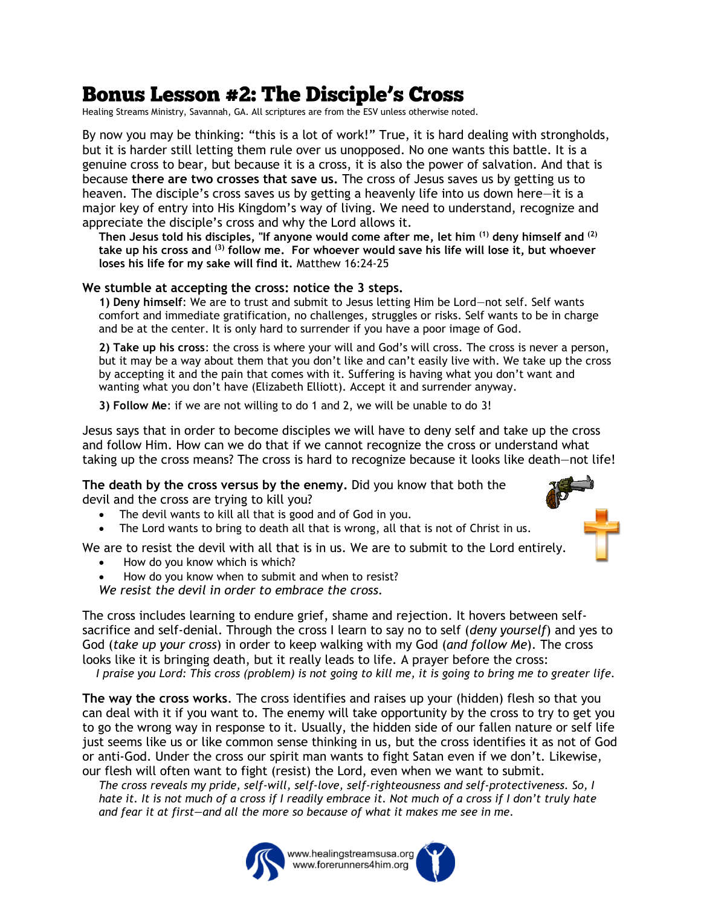# Bonus Lesson #2: The Disciple's Cross

Healing Streams Ministry, Savannah, GA. All scriptures are from the ESV unless otherwise noted.

By now you may be thinking: "this is a lot of work!" True, it is hard dealing with strongholds, but it is harder still letting them rule over us unopposed. No one wants this battle. It is a genuine cross to bear, but because it is a cross, it is also the power of salvation. And that is because **there are two crosses that save us.** The cross of Jesus saves us by getting us to heaven. The disciple's cross saves us by getting a heavenly life into us down here—it is a major key of entry into His Kingdom's way of living. We need to understand, recognize and appreciate the disciple's cross and why the Lord allows it.

> **Then Jesus told his disciples, "If anyone would come after me, let him (1) deny himself and (2) take up his cross and (3) follow me. For whoever would save his life will lose it, but whoever loses his life for my sake will find it.** Matthew 16:24-25

**We stumble at accepting the cross: notice the 3 steps.**

**1) Deny himself**: We are to trust and submit to Jesus letting Him be Lord—not self. Self wants comfort and immediate gratification, no challenges, struggles or risks. Self wants to be in charge and be at the center. It is only hard to surrender if you have a poor image of God.

**2) Take up his cross**: the cross is where your will and God's will cross. The cross is never a person, but it may be a way about them that you don't like and can't easily live with. We take up the cross by accepting it and the pain that comes with it. Suffering is having what you don't want and wanting what you don't have (Elizabeth Elliott). Accept it and surrender anyway.

**3) Follow Me**: if we are not willing to do 1 and 2, we will be unable to do 3!

Jesus says that in order to become disciples we will have to deny self and take up the cross and follow Him. How can we do that if we cannot recognize the cross or understand what taking up the cross means? The cross is hard to recognize because it looks like death—not life!

**The death by the cross versus by the enemy.** Did you know that both the devil and the cross are trying to kill you?

- The devil wants to kill all that is good and of God in you.
- The Lord wants to bring to death all that is wrong, all that is not of Christ in us.

We are to resist the devil with all that is in us. We are to submit to the Lord entirely.

- How do you know which is which?
- How do you know when to submit and when to resist?

*We resist the devil in order to embrace the cross.*

The cross includes learning to endure grief, shame and rejection. It hovers between self-sacrifice and self-denial. Through the cross I learn to say no to self (*deny yourself*) and yes to God (*take up your cross*) in order to keep walking with my God (*and follow Me*). The cross looks like it is bringing death, but it really leads to life. A prayer before the cross:

*I praise you Lord: This cross (problem) is not going to kill me, it is going to bring me to greater life.*

**The way the cross works**. The cross identifies and raises up your (hidden) flesh so that you can deal with it if you want to. The enemy will take opportunity by the cross to try to get you to go the wrong way in response to it. Usually, the hidden side of our fallen nature or self life just seems like us or like common sense thinking in us, but the cross identifies it as not of God or anti-God. Under the cross our spirit man wants to fight Satan even if we don't. Likewise, our flesh will often want to fight (resist) the Lord, even when we want to submit.

*The cross reveals my pride, self-will, self-love, self-righteousness and self-protectiveness. So, I hate it. It is not much of a cross if I readily embrace it. Not much of a cross if I don't truly hate and fear it at first—and all the more so because of what it makes me see in me.*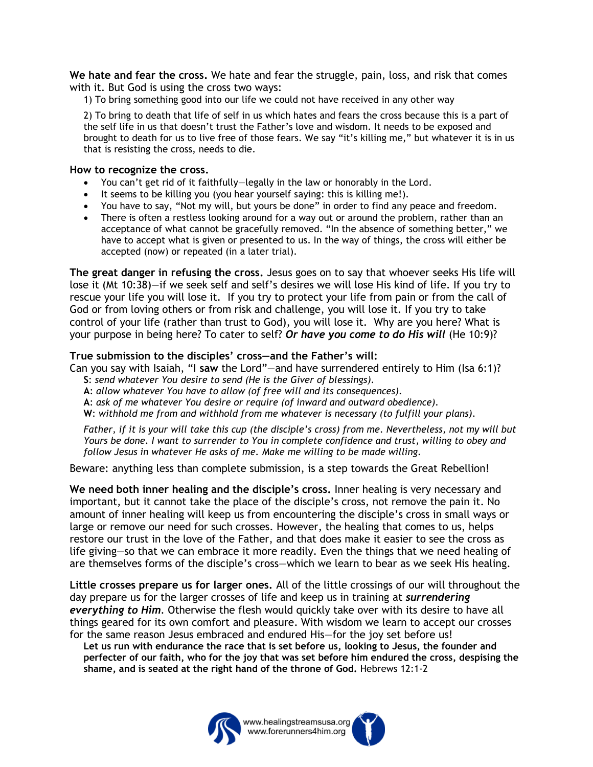**We hate and fear the cross.** We hate and fear the struggle, pain, loss, and risk that comes with it. But God is using the cross two ways:

1) To bring something good into our life we could not have received in any other way

2) To bring to death that life of self in us which hates and fears the cross because this is a part of the self life in us that doesn't trust the Father's love and wisdom. It needs to be exposed and brought to death for us to live free of those fears. We say "it's killing me," but whatever it is in us that is resisting the cross, needs to die.

**How to recognize the cross.**

- You can't get rid of it faithfully—legally in the law or honorably in the Lord.
- It seems to be killing you (you hear yourself saying: this is killing me!).
- You have to say, "Not my will, but yours be done" in order to find any peace and freedom.
- There is often a restless looking around for a way out or around the problem, rather than an acceptance of what cannot be gracefully removed. "In the absence of something better," we have to accept what is given or presented to us. In the way of things, the cross will either be accepted (now) or repeated (in a later trial).

**The great danger in refusing the cross.** Jesus goes on to say that whoever seeks His life will lose it (Mt 10:38)—if we seek self and self's desires we will lose His kind of life. If you try to rescue your life you will lose it. If you try to protect your life from pain or from the call of God or from loving others or from risk and challenge, you will lose it. If you try to take control of your life (rather than trust to God), you will lose it. Why are you here? What is your purpose in being here? To cater to self? ***Or have you come to do His will*** (He 10:9)?

**True submission to the disciples' cross—and the Father's will:**

Can you say with Isaiah, "I **saw** the Lord"—and have surrendered entirely to Him (Isa 6:1)?

**S**: *send whatever You desire to send (He is the Giver of blessings).*
**A**: *allow whatever You have to allow (of free will and its consequences).*
**A**: *ask of me whatever You desire or require (of inward and outward obedience).*
**W**: *withhold me from and withhold from me whatever is necessary (to fulfill your plans).*

*Father, if it is your will take this cup (the disciple's cross) from me. Nevertheless, not my will but Yours be done. I want to surrender to You in complete confidence and trust, willing to obey and follow Jesus in whatever He asks of me. Make me willing to be made willing.*

Beware: anything less than complete submission, is a step towards the Great Rebellion!

**We need both inner healing and the disciple's cross.** Inner healing is very necessary and important, but it cannot take the place of the disciple's cross, not remove the pain it. No amount of inner healing will keep us from encountering the disciple's cross in small ways or large or remove our need for such crosses. However, the healing that comes to us, helps restore our trust in the love of the Father, and that does make it easier to see the cross as life giving—so that we can embrace it more readily. Even the things that we need healing of are themselves forms of the disciple's cross—which we learn to bear as we seek His healing.

**Little crosses prepare us for larger ones.** All of the little crossings of our will throughout the day prepare us for the larger crosses of life and keep us in training at ***surrendering everything to Him***. Otherwise the flesh would quickly take over with its desire to have all things geared for its own comfort and pleasure. With wisdom we learn to accept our crosses for the same reason Jesus embraced and endured His—for the joy set before us!

**Let us run with endurance the race that is set before us, looking to Jesus, the founder and perfecter of our faith, who for the joy that was set before him endured the cross, despising the shame, and is seated at the right hand of the throne of God.** Hebrews 12:1-2

www.healingstreamsusa.org
www.forerunners4him.org